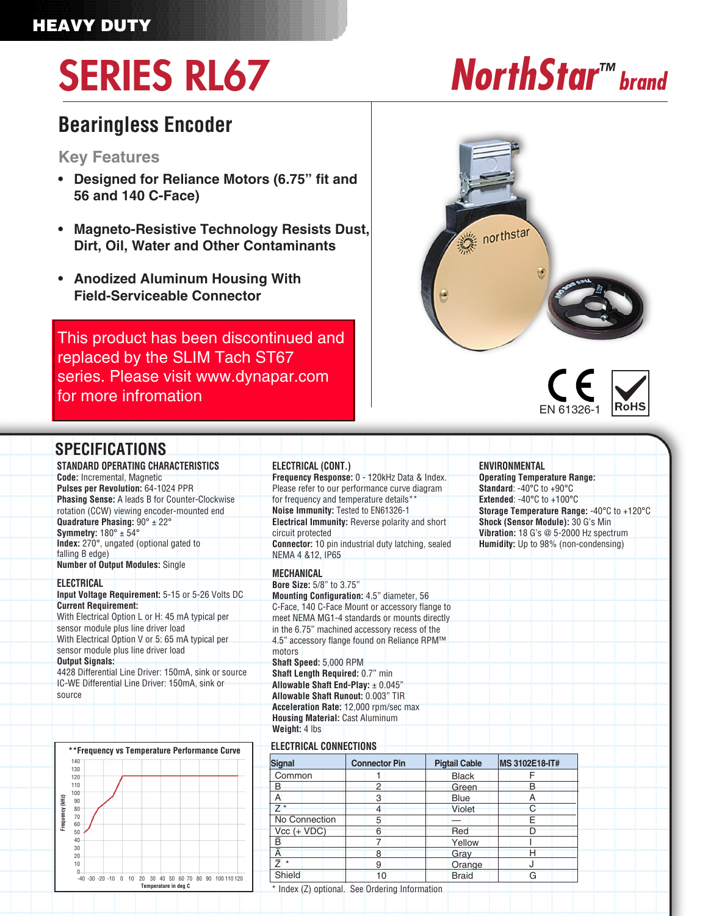HEAVY DUTY

# SERIES RL67

NorthStar™ brand

## Bearingless Encoder

### Key Features

- **Designed for Reliance Motors (6.75" fit and 56 and 140 C-Face)**
- **Magneto-Resistive Technology Resists Dust, Dirt, Oil, Water and Other Contaminants**
- **Anodized Aluminum Housing With Field-Serviceable Connector**

This product has been discontinued and replaced by the SLIM Tach ST67 series. Please visit www.dynapar.com for more infromation

EN 61326-1 RoHS

## SPECIFICATIONS

### STANDARD OPERATING CHARACTERISTICS

**Code:** Incremental, Magnetic
**Pulses per Revolution:** 64-1024 PPR
**Phasing Sense:** A leads B for Counter-Clockwise rotation (CCW) viewing encoder-mounted end
**Quadrature Phasing:** 90° ± 22°
**Symmetry:** 180° ± 54°
**Index:** 270°, ungated (optional gated to falling B edge)
**Number of Output Modules:** Single

### ELECTRICAL

**Input Voltage Requirement:** 5-15 or 5-26 Volts DC
**Current Requirement:**
With Electrical Option L or H: 45 mA typical per sensor module plus line driver load
With Electrical Option V or 5: 65 mA typical per sensor module plus line driver load
**Output Signals:**
4428 Differential Line Driver: 150mA, sink or source
IC-WE Differential Line Driver: 150mA, sink or source

**Frequency vs Temperature Performance Curve

### ELECTRICAL (CONT.)

**Frequency Response:** 0 - 120kHz Data & Index. Please refer to our performance curve diagram for frequency and temperature details**
**Noise Immunity:** Tested to EN61326-1
**Electrical Immunity:** Reverse polarity and short circuit protected
**Connector:** 10 pin industrial duty latching, sealed NEMA 4 &12, IP65

### MECHANICAL

**Bore Size:** 5/8" to 3.75"
**Mounting Configuration:** 4.5" diameter, 56 C-Face, 140 C-Face Mount or accessory flange to meet NEMA MG1-4 standards or mounts directly in the 6.75" machined accessory recess of the 4.5" accessory flange found on Reliance RPM™ motors
**Shaft Speed:** 5,000 RPM
**Shaft Length Required:** 0.7" min
**Allowable Shaft End-Play:** ± 0.045"
**Allowable Shaft Runout:** 0.003" TIR
**Acceleration Rate:** 12,000 rpm/sec max
**Housing Material:** Cast Aluminum
**Weight:** 4 lbs

### ELECTRICAL CONNECTIONS

| Signal | Connector Pin | Pigtail Cable | MS 3102E18-IT# |
|---|---|---|---|
| Common | 1 | Black | F |
| B | 2 | Green | B |
| A | 3 | Blue | A |
| Z * | 4 | Violet | C |
| No Connection | 5 | — | E |
| Vcc (+ VDC) | 6 | Red | D |
| $\overline{B}$ | 7 | Yellow | I |
| $\overline{A}$ | 8 | Gray | H |
| $\overline{Z}$ * | 9 | Orange | J |
| Shield | 10 | Braid | G |

\* Index (Z) optional. See Ordering Information

### ENVIRONMENTAL

**Operating Temperature Range:**
**Standard**: -40°C to +90°C
**Extended**: -40°C to +100°C
**Storage Temperature Range:** -40°C to +120°C
**Shock (Sensor Module):** 30 G's Min
**Vibration:** 18 G's @ 5-2000 Hz spectrum
**Humidity:** Up to 98% (non-condensing)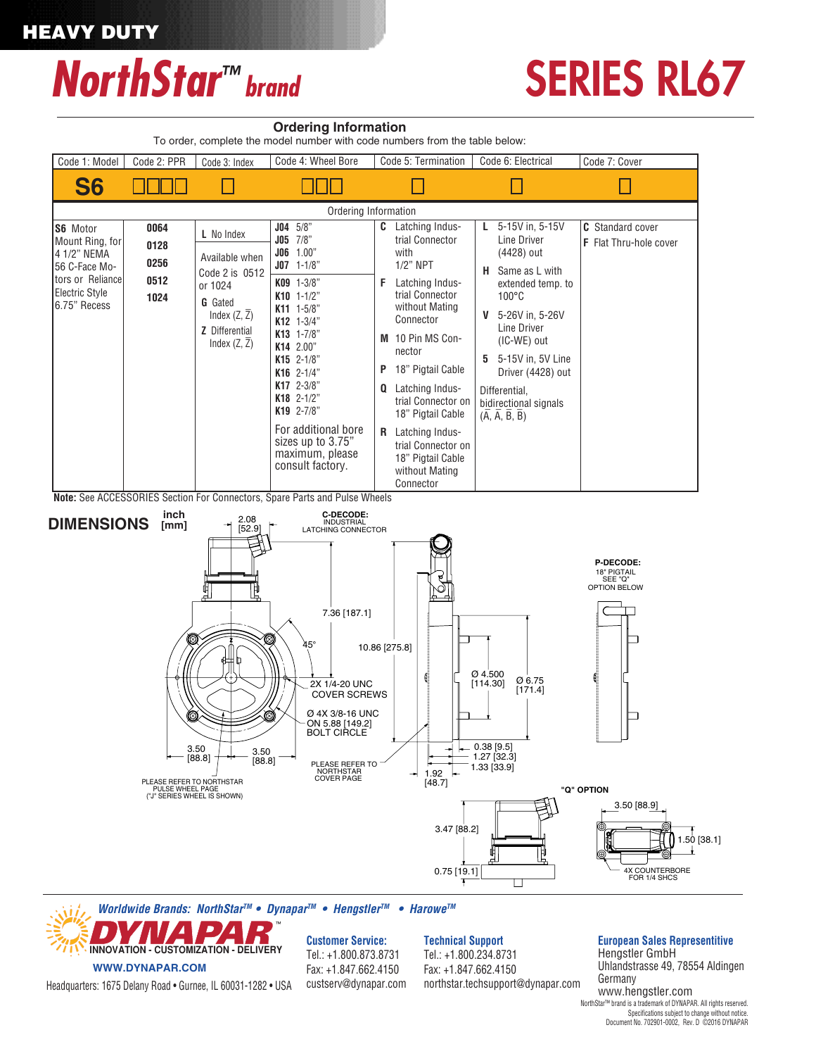HEAVY DUTY

# NorthStar™ brand

# SERIES RL67

## Ordering Information

To order, complete the model number with code numbers from the table below:

| Code 1: Model | Code 2: PPR | Code 3: Index | Code 4: Wheel Bore | Code 5: Termination | Code 6: Electrical | Code 7: Cover |
|---|---|---|---|---|---|---|
| S6 | ☐☐☐☐ | ☐ | ☐☐☐ | ☐ | ☐ | ☐ |

| Ordering Information | | | | | | |
|---|---|---|---|---|---|---|
| **S6** Motor Mount Ring, for 4 1/2" NEMA 56 C-Face Motors or Reliance Electric Style 6.75" Recess | **0064**<br>**0128**<br>**0256**<br>**0512**<br>**1024** | **L** No Index<br>Available when Code 2 is 0512 or 1024<br>**G** Gated Index (Z, Z̄)<br>**Z** Differential Index (Z, Z̄) | **J04** 5/8"<br>**J05** 7/8"<br>**J06** 1.00"<br>**J07** 1-1/8"<br>**K09** 1-3/8"<br>**K10** 1-1/2"<br>**K11** 1-5/8"<br>**K12** 1-3/4"<br>**K13** 1-7/8"<br>**K14** 2.00"<br>**K15** 2-1/8"<br>**K16** 2-1/4"<br>**K17** 2-3/8"<br>**K18** 2-1/2"<br>**K19** 2-7/8"<br>For additional bore sizes up to 3.75" maximum, please consult factory. | **C** Latching Industrial Connector with 1/2" NPT<br>**F** Latching Industrial Connector without Mating Connector<br>**M** 10 Pin MS Connector<br>**P** 18" Pigtail Cable<br>**Q** Latching Industrial Connector on 18" Pigtail Cable<br>**R** Latching Industrial Connector on 18" Pigtail Cable without Mating Connector | **L** 5-15V in, 5-15V Line Driver (4428) out<br>**H** Same as L with extended temp. to 100°C<br>**V** 5-26V in, 5-26V Line Driver (IC-WE) out<br>**5** 5-15V in, 5V Line Driver (4428) out<br>Differential, bidirectional signals (A, Ā, B, B̄) | **C** Standard cover<br>**F** Flat Thru-hole cover |

**Note:** See ACCESSORIES Section For Connectors, Spare Parts and Pulse Wheels

## DIMENSIONS inch [mm]

2.08 [52.9]
C-DECODE: INDUSTRIAL LATCHING CONNECTOR
7.36 [187.1]
45°
10.86 [275.8]
2X 1/4-20 UNC COVER SCREWS
Ø 4X 3/8-16 UNC ON 5.88 [149.2] BOLT CIRCLE
Ø 4.500 [114.30]
Ø 6.75 [171.4]
3.50 [88.8]
3.50 [88.8]
PLEASE REFER TO NORTHSTAR PULSE WHEEL PAGE ("J" SERIES WHEEL IS SHOWN)
PLEASE REFER TO NORTHSTAR COVER PAGE
0.38 [9.5]
1.27 [32.3]
1.33 [33.9]
1.92 [48.7]
P-DECODE: 18" PIGTAIL SEE "Q" OPTION BELOW
"Q" OPTION
3.47 [88.2]
0.75 [19.1]
3.50 [88.9]
1.50 [38.1]
4X COUNTERBORE FOR 1/4 SHCS

*Worldwide Brands: NorthStar™ • Dynapar™ • Hengstler™ • Harowe™*

DYNAPAR™ INNOVATION - CUSTOMIZATION - DELIVERY
WWW.DYNAPAR.COM
Headquarters: 1675 Delany Road • Gurnee, IL 60031-1282 • USA

**Customer Service:**
Tel.: +1.800.873.8731
Fax: +1.847.662.4150
custserv@dynapar.com

**Technical Support**
Tel.: +1.800.234.8731
Fax: +1.847.662.4150
northstar.techsupport@dynapar.com

**European Sales Representitive**
Hengstler GmbH
Uhlandstrasse 49, 78554 Aldingen
Germany
www.hengstler.com

NorthStar™ brand is a trademark of DYNAPAR. All rights reserved.
Specifications subject to change without notice.
Document No. 702901-0002, Rev. D ©2016 DYNAPAR